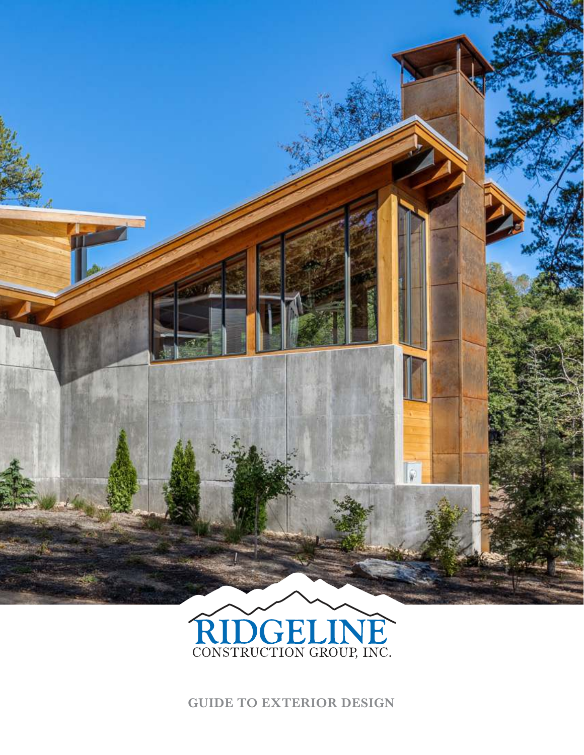RIDGELINE

CONSTRUCTION GROUP, INC.

# GUIDE TO EXTERIOR DESIGN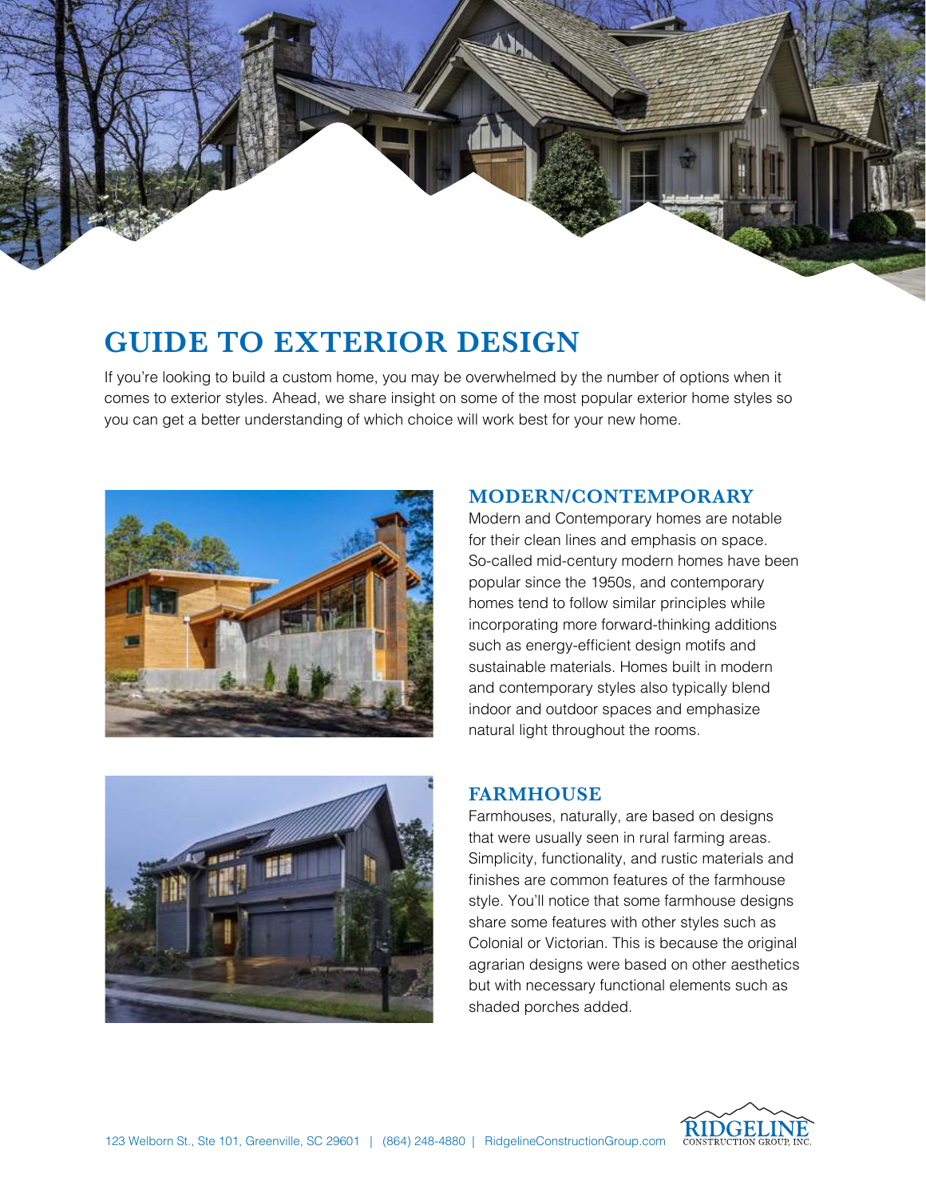# GUIDE TO EXTERIOR DESIGN

If you're looking to build a custom home, you may be overwhelmed by the number of options when it comes to exterior styles. Ahead, we share insight on some of the most popular exterior home styles so you can get a better understanding of which choice will work best for your new home.

## MODERN/CONTEMPORARY

Modern and Contemporary homes are notable for their clean lines and emphasis on space. So-called mid-century modern homes have been popular since the 1950s, and contemporary homes tend to follow similar principles while incorporating more forward-thinking additions such as energy-efficient design motifs and sustainable materials. Homes built in modern and contemporary styles also typically blend indoor and outdoor spaces and emphasize natural light throughout the rooms.

## FARMHOUSE

Farmhouses, naturally, are based on designs that were usually seen in rural farming areas. Simplicity, functionality, and rustic materials and finishes are common features of the farmhouse style. You'll notice that some farmhouse designs share some features with other styles such as Colonial or Victorian. This is because the original agrarian designs were based on other aesthetics but with necessary functional elements such as shaded porches added.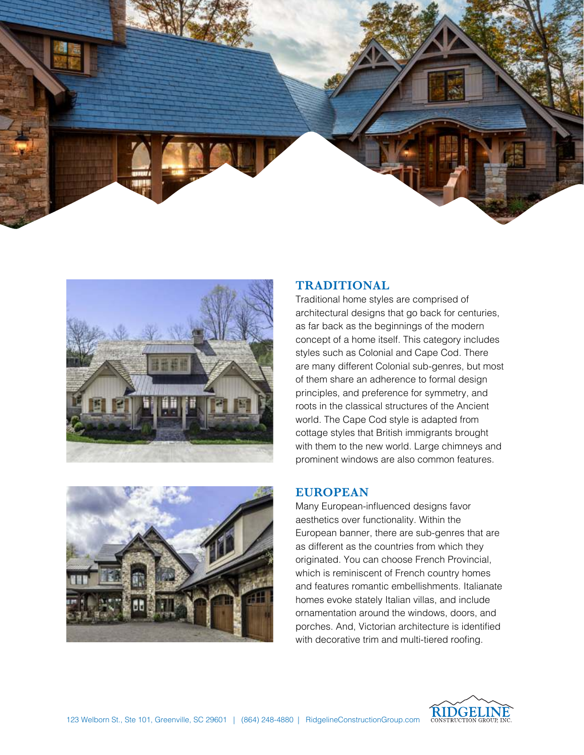## TRADITIONAL

Traditional home styles are comprised of architectural designs that go back for centuries, as far back as the beginnings of the modern concept of a home itself. This category includes styles such as Colonial and Cape Cod. There are many different Colonial sub-genres, but most of them share an adherence to formal design principles, and preference for symmetry, and roots in the classical structures of the Ancient world. The Cape Cod style is adapted from cottage styles that British immigrants brought with them to the new world. Large chimneys and prominent windows are also common features.

## EUROPEAN

Many European-influenced designs favor aesthetics over functionality. Within the European banner, there are sub-genres that are as different as the countries from which they originated. You can choose French Provincial, which is reminiscent of French country homes and features romantic embellishments. Italianate homes evoke stately Italian villas, and include ornamentation around the windows, doors, and porches. And, Victorian architecture is identified with decorative trim and multi-tiered roofing.

123 Welborn St., Ste 101, Greenville, SC 29601 | (864) 248-4880 | RidgelineConstructionGroup.com

RIDGELINE CONSTRUCTION GROUP, INC.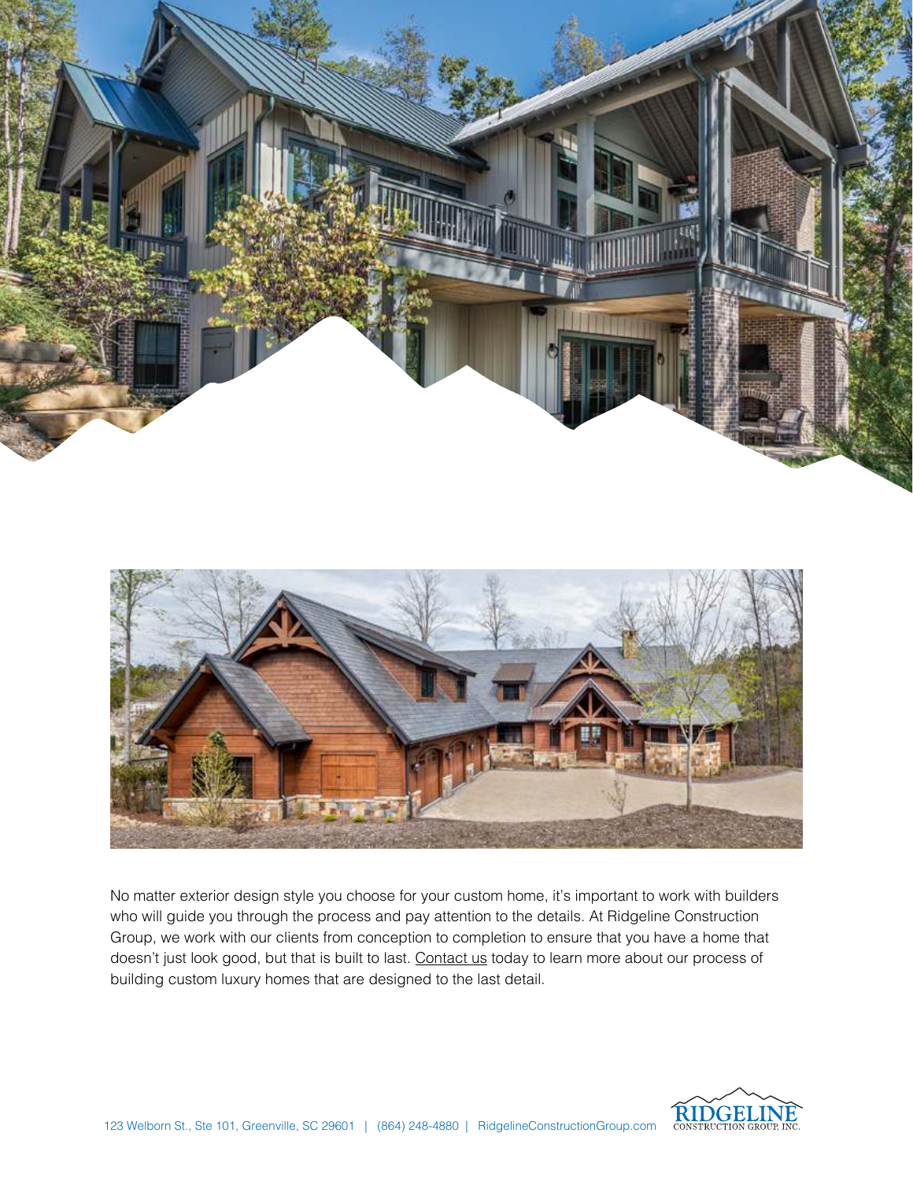No matter exterior design style you choose for your custom home, it's important to work with builders who will guide you through the process and pay attention to the details. At Ridgeline Construction Group, we work with our clients from conception to completion to ensure that you have a home that doesn't just look good, but that is built to last. Contact us today to learn more about our process of building custom luxury homes that are designed to the last detail.

123 Welborn St., Ste 101, Greenville, SC 29601 | (864) 248-4880 | RidgelineConstructionGroup.com

RIDGELINE CONSTRUCTION GROUP, INC.